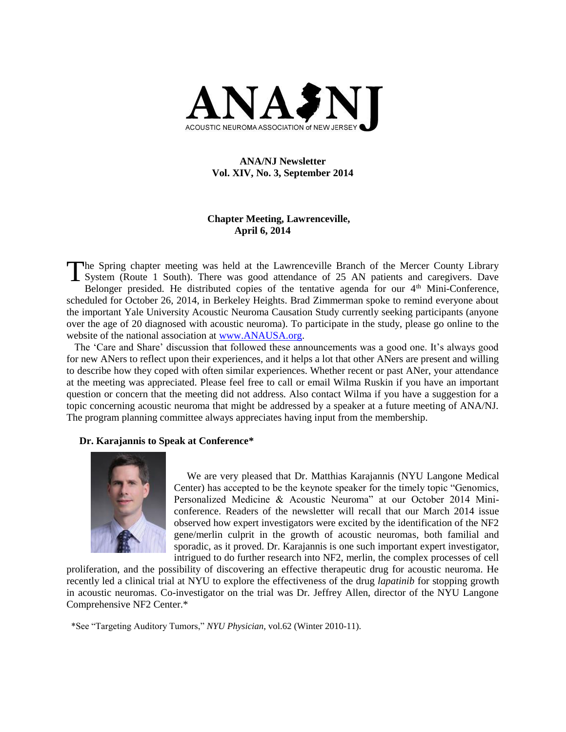ANA/NJ

ACOUSTIC NEUROMA ASSOCIATION of NEW JERSEY

**ANA/NJ Newsletter**
**Vol. XIV, No. 3, September 2014**

## Chapter Meeting, Lawrenceville, April 6, 2014

The Spring chapter meeting was held at the Lawrenceville Branch of the Mercer County Library System (Route 1 South). There was good attendance of 25 AN patients and caregivers. Dave Belonger presided. He distributed copies of the tentative agenda for our 4th Mini-Conference, scheduled for October 26, 2014, in Berkeley Heights. Brad Zimmerman spoke to remind everyone about the important Yale University Acoustic Neuroma Causation Study currently seeking participants (anyone over the age of 20 diagnosed with acoustic neuroma). To participate in the study, please go online to the website of the national association at www.ANAUSA.org.

The 'Care and Share' discussion that followed these announcements was a good one. It's always good for new ANers to reflect upon their experiences, and it helps a lot that other ANers are present and willing to describe how they coped with often similar experiences. Whether recent or past ANer, your attendance at the meeting was appreciated. Please feel free to call or email Wilma Ruskin if you have an important question or concern that the meeting did not address. Also contact Wilma if you have a suggestion for a topic concerning acoustic neuroma that might be addressed by a speaker at a future meeting of ANA/NJ. The program planning committee always appreciates having input from the membership.

### Dr. Karajannis to Speak at Conference*

We are very pleased that Dr. Matthias Karajannis (NYU Langone Medical Center) has accepted to be the keynote speaker for the timely topic "Genomics, Personalized Medicine & Acoustic Neuroma" at our October 2014 Mini-conference. Readers of the newsletter will recall that our March 2014 issue observed how expert investigators were excited by the identification of the NF2 gene/merlin culprit in the growth of acoustic neuromas, both familial and sporadic, as it proved. Dr. Karajannis is one such important expert investigator, intrigued to do further research into NF2, merlin, the complex processes of cell proliferation, and the possibility of discovering an effective therapeutic drug for acoustic neuroma. He recently led a clinical trial at NYU to explore the effectiveness of the drug *lapatinib* for stopping growth in acoustic neuromas. Co-investigator on the trial was Dr. Jeffrey Allen, director of the NYU Langone Comprehensive NF2 Center.*

*See "Targeting Auditory Tumors," *NYU Physician*, vol.62 (Winter 2010-11).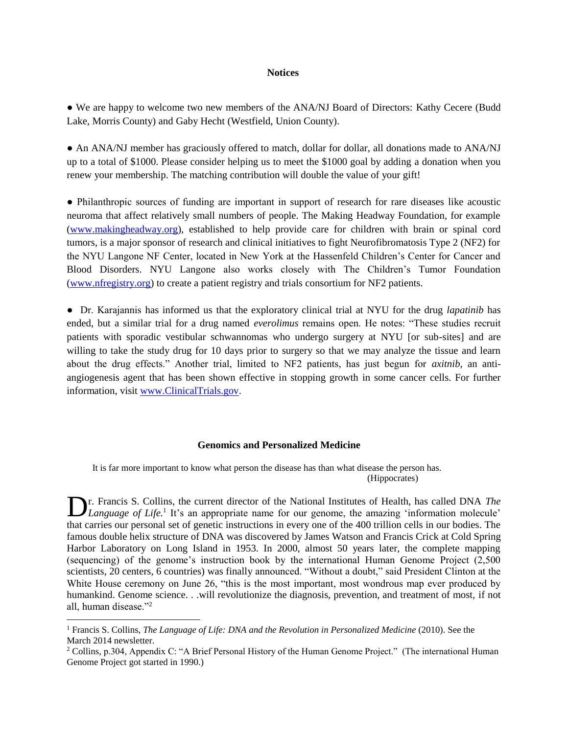## Notices

● We are happy to welcome two new members of the ANA/NJ Board of Directors: Kathy Cecere (Budd Lake, Morris County) and Gaby Hecht (Westfield, Union County).

● An ANA/NJ member has graciously offered to match, dollar for dollar, all donations made to ANA/NJ up to a total of $1000. Please consider helping us to meet the $1000 goal by adding a donation when you renew your membership. The matching contribution will double the value of your gift!

● Philanthropic sources of funding are important in support of research for rare diseases like acoustic neuroma that affect relatively small numbers of people. The Making Headway Foundation, for example (www.makingheadway.org), established to help provide care for children with brain or spinal cord tumors, is a major sponsor of research and clinical initiatives to fight Neurofibromatosis Type 2 (NF2) for the NYU Langone NF Center, located in New York at the Hassenfeld Children's Center for Cancer and Blood Disorders. NYU Langone also works closely with The Children's Tumor Foundation (www.nfregistry.org) to create a patient registry and trials consortium for NF2 patients.

● Dr. Karajannis has informed us that the exploratory clinical trial at NYU for the drug *lapatinib* has ended, but a similar trial for a drug named *everolimus* remains open. He notes: "These studies recruit patients with sporadic vestibular schwannomas who undergo surgery at NYU [or sub-sites] and are willing to take the study drug for 10 days prior to surgery so that we may analyze the tissue and learn about the drug effects." Another trial, limited to NF2 patients, has just begun for *axitnib,* an anti-angiogenesis agent that has been shown effective in stopping growth in some cancer cells. For further information, visit www.ClinicalTrials.gov.

## Genomics and Personalized Medicine

> It is far more important to know what person the disease has than what disease the person has.
> (Hippocrates)

Dr. Francis S. Collins, the current director of the National Institutes of Health, has called DNA *The Language of Life.*[1] It's an appropriate name for our genome, the amazing 'information molecule' that carries our personal set of genetic instructions in every one of the 400 trillion cells in our bodies. The famous double helix structure of DNA was discovered by James Watson and Francis Crick at Cold Spring Harbor Laboratory on Long Island in 1953. In 2000, almost 50 years later, the complete mapping (sequencing) of the genome's instruction book by the international Human Genome Project (2,500 scientists, 20 centers, 6 countries) was finally announced. "Without a doubt," said President Clinton at the White House ceremony on June 26, "this is the most important, most wondrous map ever produced by humankind. Genome science. . .will revolutionize the diagnosis, prevention, and treatment of most, if not all, human disease."[2]

---

[1] Francis S. Collins, *The Language of Life: DNA and the Revolution in Personalized Medicine* (2010). See the March 2014 newsletter.

[2] Collins, p.304, Appendix C: "A Brief Personal History of the Human Genome Project." (The international Human Genome Project got started in 1990.)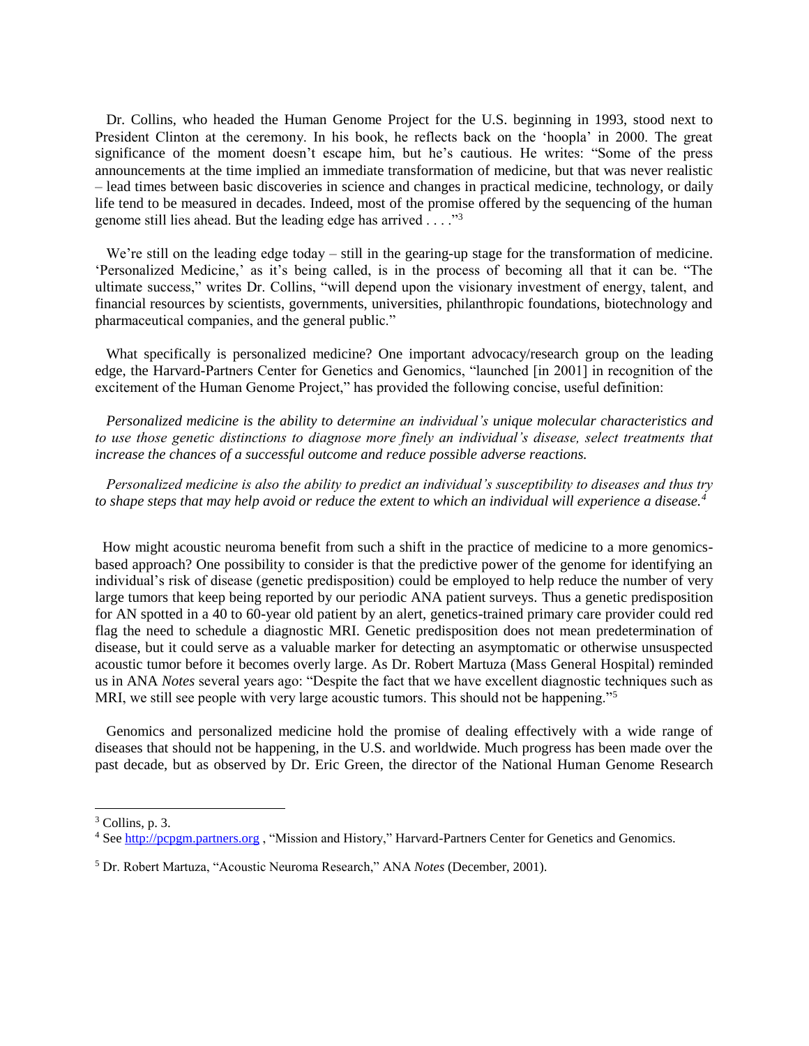Dr. Collins, who headed the Human Genome Project for the U.S. beginning in 1993, stood next to President Clinton at the ceremony. In his book, he reflects back on the 'hoopla' in 2000. The great significance of the moment doesn't escape him, but he's cautious. He writes: "Some of the press announcements at the time implied an immediate transformation of medicine, but that was never realistic – lead times between basic discoveries in science and changes in practical medicine, technology, or daily life tend to be measured in decades. Indeed, most of the promise offered by the sequencing of the human genome still lies ahead. But the leading edge has arrived . . . ."[3]

We're still on the leading edge today – still in the gearing-up stage for the transformation of medicine. 'Personalized Medicine,' as it's being called, is in the process of becoming all that it can be. "The ultimate success," writes Dr. Collins, "will depend upon the visionary investment of energy, talent, and financial resources by scientists, governments, universities, philanthropic foundations, biotechnology and pharmaceutical companies, and the general public."

What specifically is personalized medicine? One important advocacy/research group on the leading edge, the Harvard-Partners Center for Genetics and Genomics, "launched [in 2001] in recognition of the excitement of the Human Genome Project," has provided the following concise, useful definition:

*Personalized medicine is the ability to determine an individual's unique molecular characteristics and to use those genetic distinctions to diagnose more finely an individual's disease, select treatments that increase the chances of a successful outcome and reduce possible adverse reactions.*

*Personalized medicine is also the ability to predict an individual's susceptibility to diseases and thus try to shape steps that may help avoid or reduce the extent to which an individual will experience a disease.*[4]

How might acoustic neuroma benefit from such a shift in the practice of medicine to a more genomics-based approach? One possibility to consider is that the predictive power of the genome for identifying an individual's risk of disease (genetic predisposition) could be employed to help reduce the number of very large tumors that keep being reported by our periodic ANA patient surveys. Thus a genetic predisposition for AN spotted in a 40 to 60-year old patient by an alert, genetics-trained primary care provider could red flag the need to schedule a diagnostic MRI. Genetic predisposition does not mean predetermination of disease, but it could serve as a valuable marker for detecting an asymptomatic or otherwise unsuspected acoustic tumor before it becomes overly large. As Dr. Robert Martuza (Mass General Hospital) reminded us in ANA *Notes* several years ago: "Despite the fact that we have excellent diagnostic techniques such as MRI, we still see people with very large acoustic tumors. This should not be happening."[5]

Genomics and personalized medicine hold the promise of dealing effectively with a wide range of diseases that should not be happening, in the U.S. and worldwide. Much progress has been made over the past decade, but as observed by Dr. Eric Green, the director of the National Human Genome Research

---

[3] Collins, p. 3.

[4] See http://pcpgm.partners.org , "Mission and History," Harvard-Partners Center for Genetics and Genomics.

[5] Dr. Robert Martuza, "Acoustic Neuroma Research," ANA *Notes* (December, 2001).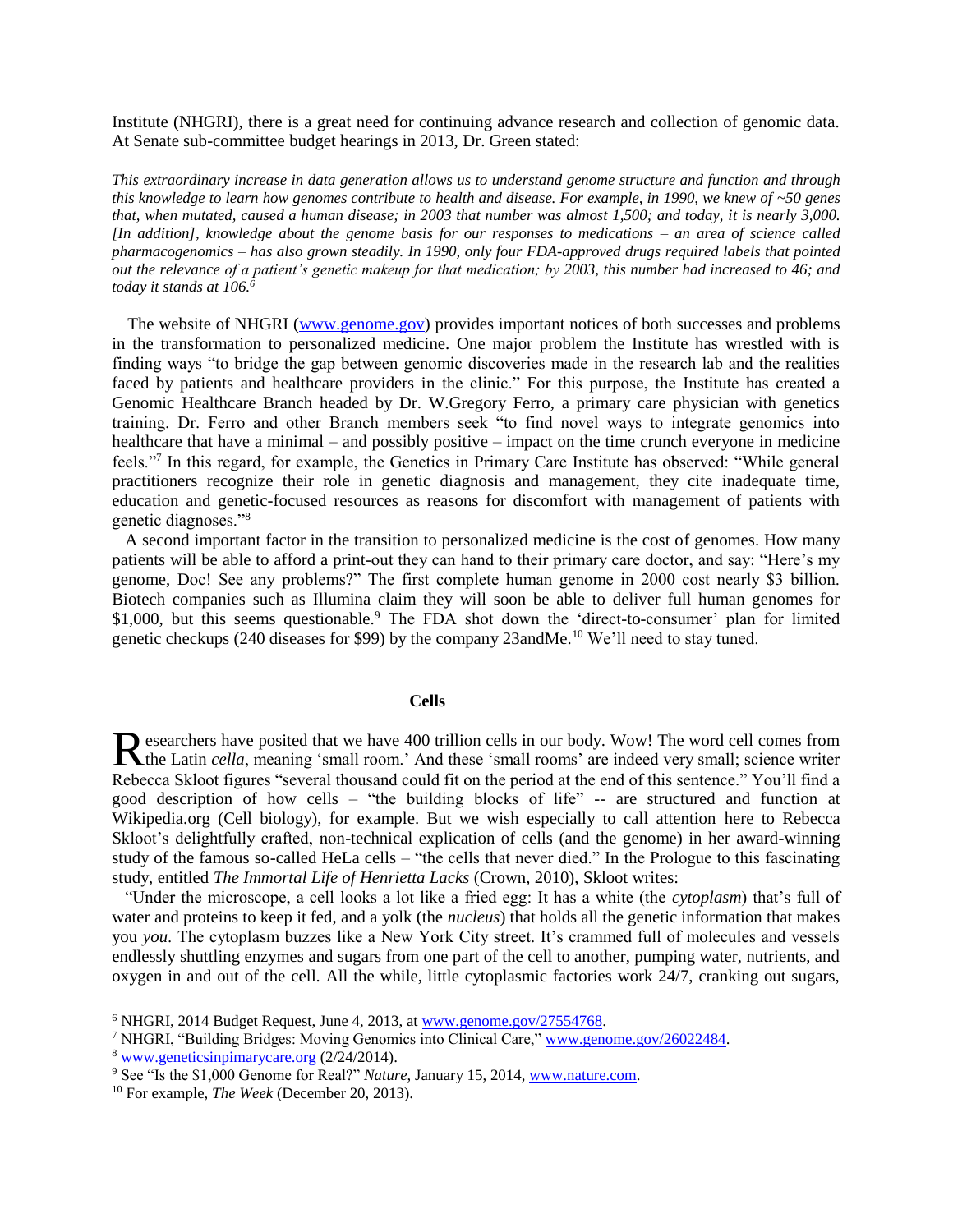Institute (NHGRI), there is a great need for continuing advance research and collection of genomic data. At Senate sub-committee budget hearings in 2013, Dr. Green stated:

*This extraordinary increase in data generation allows us to understand genome structure and function and through this knowledge to learn how genomes contribute to health and disease. For example, in 1990, we knew of ~50 genes that, when mutated, caused a human disease; in 2003 that number was almost 1,500; and today, it is nearly 3,000. [In addition], knowledge about the genome basis for our responses to medications – an area of science called pharmacogenomics – has also grown steadily. In 1990, only four FDA-approved drugs required labels that pointed out the relevance of a patient's genetic makeup for that medication; by 2003, this number had increased to 46; and today it stands at 106.*[6]

The website of NHGRI (www.genome.gov) provides important notices of both successes and problems in the transformation to personalized medicine. One major problem the Institute has wrestled with is finding ways "to bridge the gap between genomic discoveries made in the research lab and the realities faced by patients and healthcare providers in the clinic." For this purpose, the Institute has created a Genomic Healthcare Branch headed by Dr. W.Gregory Ferro, a primary care physician with genetics training. Dr. Ferro and other Branch members seek "to find novel ways to integrate genomics into healthcare that have a minimal – and possibly positive – impact on the time crunch everyone in medicine feels."[7] In this regard, for example, the Genetics in Primary Care Institute has observed: "While general practitioners recognize their role in genetic diagnosis and management, they cite inadequate time, education and genetic-focused resources as reasons for discomfort with management of patients with genetic diagnoses."[8]

A second important factor in the transition to personalized medicine is the cost of genomes. How many patients will be able to afford a print-out they can hand to their primary care doctor, and say: "Here's my genome, Doc! See any problems?" The first complete human genome in 2000 cost nearly $3 billion. Biotech companies such as Illumina claim they will soon be able to deliver full human genomes for $1,000, but this seems questionable.[9] The FDA shot down the 'direct-to-consumer' plan for limited genetic checkups (240 diseases for $99) by the company 23andMe.[10] We'll need to stay tuned.

## Cells

Researchers have posited that we have 400 trillion cells in our body. Wow! The word cell comes from the Latin *cella*, meaning 'small room.' And these 'small rooms' are indeed very small; science writer Rebecca Skloot figures "several thousand could fit on the period at the end of this sentence." You'll find a good description of how cells – "the building blocks of life" -- are structured and function at Wikipedia.org (Cell biology), for example. But we wish especially to call attention here to Rebecca Skloot's delightfully crafted, non-technical explication of cells (and the genome) in her award-winning study of the famous so-called HeLa cells – "the cells that never died." In the Prologue to this fascinating study, entitled *The Immortal Life of Henrietta Lacks* (Crown, 2010), Skloot writes:

"Under the microscope, a cell looks a lot like a fried egg: It has a white (the *cytoplasm*) that's full of water and proteins to keep it fed, and a yolk (the *nucleus*) that holds all the genetic information that makes you *you*. The cytoplasm buzzes like a New York City street. It's crammed full of molecules and vessels endlessly shuttling enzymes and sugars from one part of the cell to another, pumping water, nutrients, and oxygen in and out of the cell. All the while, little cytoplasmic factories work 24/7, cranking out sugars,

---

[6] NHGRI, 2014 Budget Request, June 4, 2013, at www.genome.gov/27554768.

[7] NHGRI, "Building Bridges: Moving Genomics into Clinical Care," www.genome.gov/26022484.

[8] www.geneticsinpimarycare.org (2/24/2014).

[9] See "Is the $1,000 Genome for Real?" *Nature*, January 15, 2014, www.nature.com.

[10] For example, *The Week* (December 20, 2013).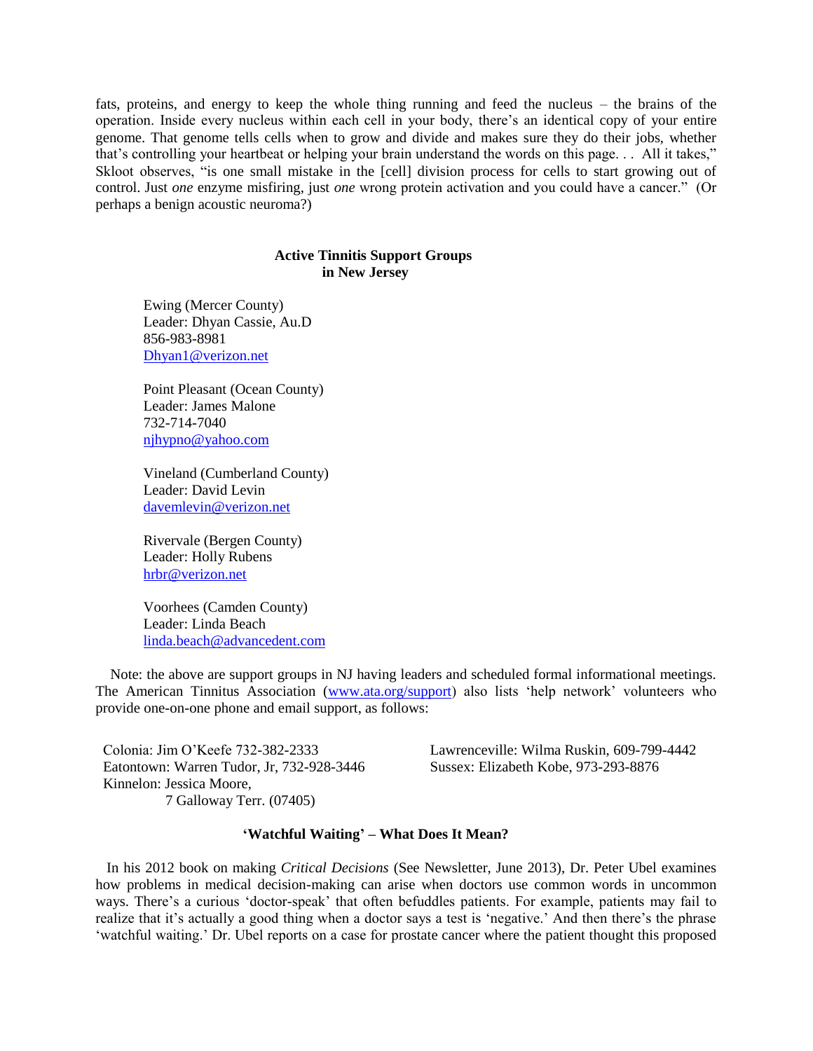fats, proteins, and energy to keep the whole thing running and feed the nucleus – the brains of the operation. Inside every nucleus within each cell in your body, there's an identical copy of your entire genome. That genome tells cells when to grow and divide and makes sure they do their jobs, whether that's controlling your heartbeat or helping your brain understand the words on this page. . . All it takes," Skloot observes, "is one small mistake in the [cell] division process for cells to start growing out of control. Just *one* enzyme misfiring, just *one* wrong protein activation and you could have a cancer." (Or perhaps a benign acoustic neuroma?)

## Active Tinnitis Support Groups in New Jersey

Ewing (Mercer County)
Leader: Dhyan Cassie, Au.D
856-983-8981
Dhyan1@verizon.net

Point Pleasant (Ocean County)
Leader: James Malone
732-714-7040
njhypno@yahoo.com

Vineland (Cumberland County)
Leader: David Levin
davemlevin@verizon.net

Rivervale (Bergen County)
Leader: Holly Rubens
hrbr@verizon.net

Voorhees (Camden County)
Leader: Linda Beach
linda.beach@advancedent.com

Note: the above are support groups in NJ having leaders and scheduled formal informational meetings. The American Tinnitus Association (www.ata.org/support) also lists 'help network' volunteers who provide one-on-one phone and email support, as follows:

Colonia: Jim O'Keefe 732-382-2333
Eatontown: Warren Tudor, Jr, 732-928-3446
Kinnelon: Jessica Moore,
7 Galloway Terr. (07405)
Lawrenceville: Wilma Ruskin, 609-799-4442
Sussex: Elizabeth Kobe, 973-293-8876

## 'Watchful Waiting' – What Does It Mean?

In his 2012 book on making *Critical Decisions* (See Newsletter, June 2013), Dr. Peter Ubel examines how problems in medical decision-making can arise when doctors use common words in uncommon ways. There's a curious 'doctor-speak' that often befuddles patients. For example, patients may fail to realize that it's actually a good thing when a doctor says a test is 'negative.' And then there's the phrase 'watchful waiting.' Dr. Ubel reports on a case for prostate cancer where the patient thought this proposed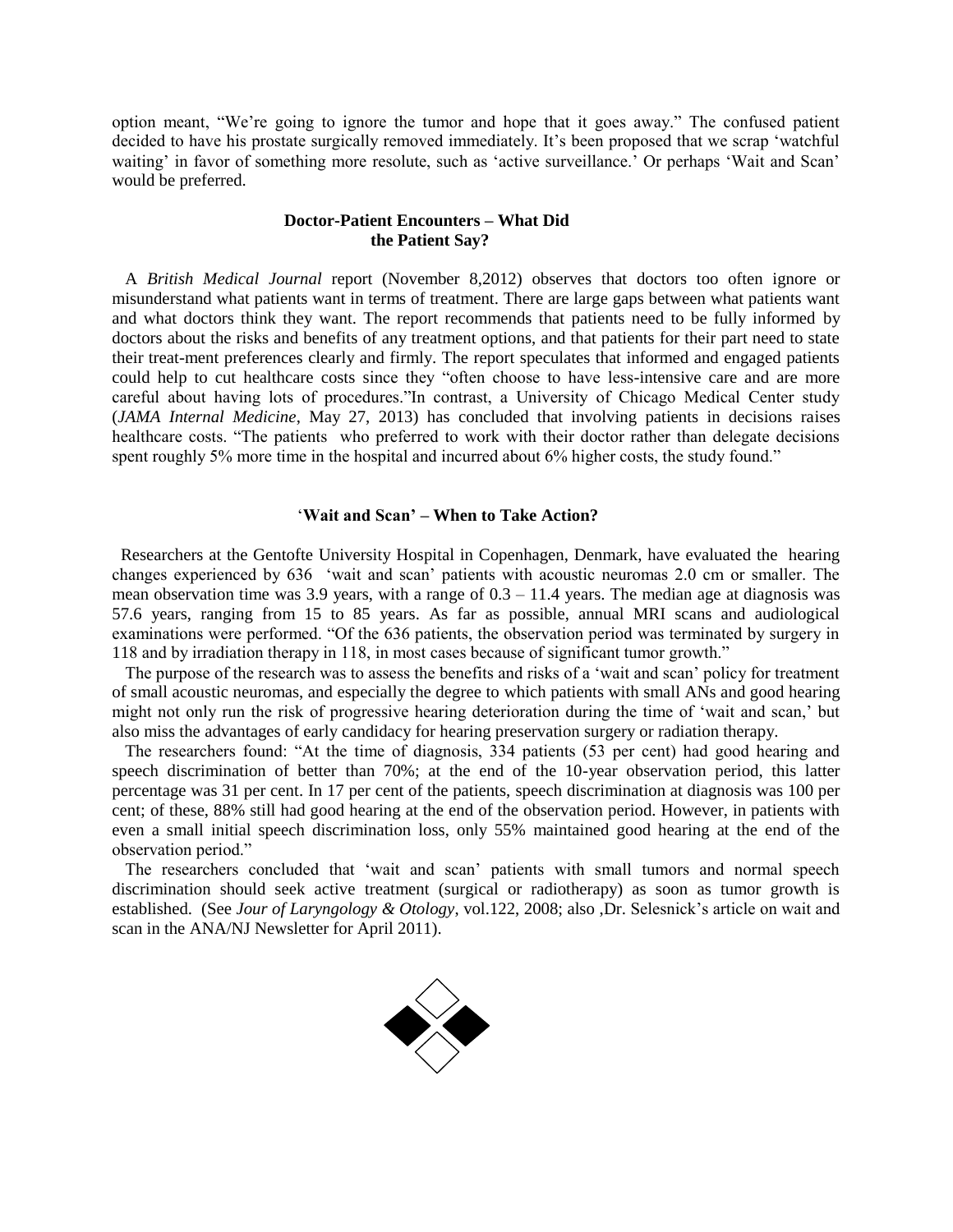option meant, "We're going to ignore the tumor and hope that it goes away." The confused patient decided to have his prostate surgically removed immediately. It's been proposed that we scrap 'watchful waiting' in favor of something more resolute, such as 'active surveillance.' Or perhaps 'Wait and Scan' would be preferred.

## Doctor-Patient Encounters – What Did the Patient Say?

A *British Medical Journal* report (November 8,2012) observes that doctors too often ignore or misunderstand what patients want in terms of treatment. There are large gaps between what patients want and what doctors think they want. The report recommends that patients need to be fully informed by doctors about the risks and benefits of any treatment options, and that patients for their part need to state their treat-ment preferences clearly and firmly. The report speculates that informed and engaged patients could help to cut healthcare costs since they "often choose to have less-intensive care and are more careful about having lots of procedures."In contrast, a University of Chicago Medical Center study (*JAMA Internal Medicine*, May 27, 2013) has concluded that involving patients in decisions raises healthcare costs. "The patients who preferred to work with their doctor rather than delegate decisions spent roughly 5% more time in the hospital and incurred about 6% higher costs, the study found."

## 'Wait and Scan' – When to Take Action?

Researchers at the Gentofte University Hospital in Copenhagen, Denmark, have evaluated the hearing changes experienced by 636 'wait and scan' patients with acoustic neuromas 2.0 cm or smaller. The mean observation time was 3.9 years, with a range of 0.3 – 11.4 years. The median age at diagnosis was 57.6 years, ranging from 15 to 85 years. As far as possible, annual MRI scans and audiological examinations were performed. "Of the 636 patients, the observation period was terminated by surgery in 118 and by irradiation therapy in 118, in most cases because of significant tumor growth."

The purpose of the research was to assess the benefits and risks of a 'wait and scan' policy for treatment of small acoustic neuromas, and especially the degree to which patients with small ANs and good hearing might not only run the risk of progressive hearing deterioration during the time of 'wait and scan,' but also miss the advantages of early candidacy for hearing preservation surgery or radiation therapy.

The researchers found: "At the time of diagnosis, 334 patients (53 per cent) had good hearing and speech discrimination of better than 70%; at the end of the 10-year observation period, this latter percentage was 31 per cent. In 17 per cent of the patients, speech discrimination at diagnosis was 100 per cent; of these, 88% still had good hearing at the end of the observation period. However, in patients with even a small initial speech discrimination loss, only 55% maintained good hearing at the end of the observation period."

The researchers concluded that 'wait and scan' patients with small tumors and normal speech discrimination should seek active treatment (surgical or radiotherapy) as soon as tumor growth is established. (See *Jour of Laryngology & Otology*, vol.122, 2008; also ,Dr. Selesnick's article on wait and scan in the ANA/NJ Newsletter for April 2011).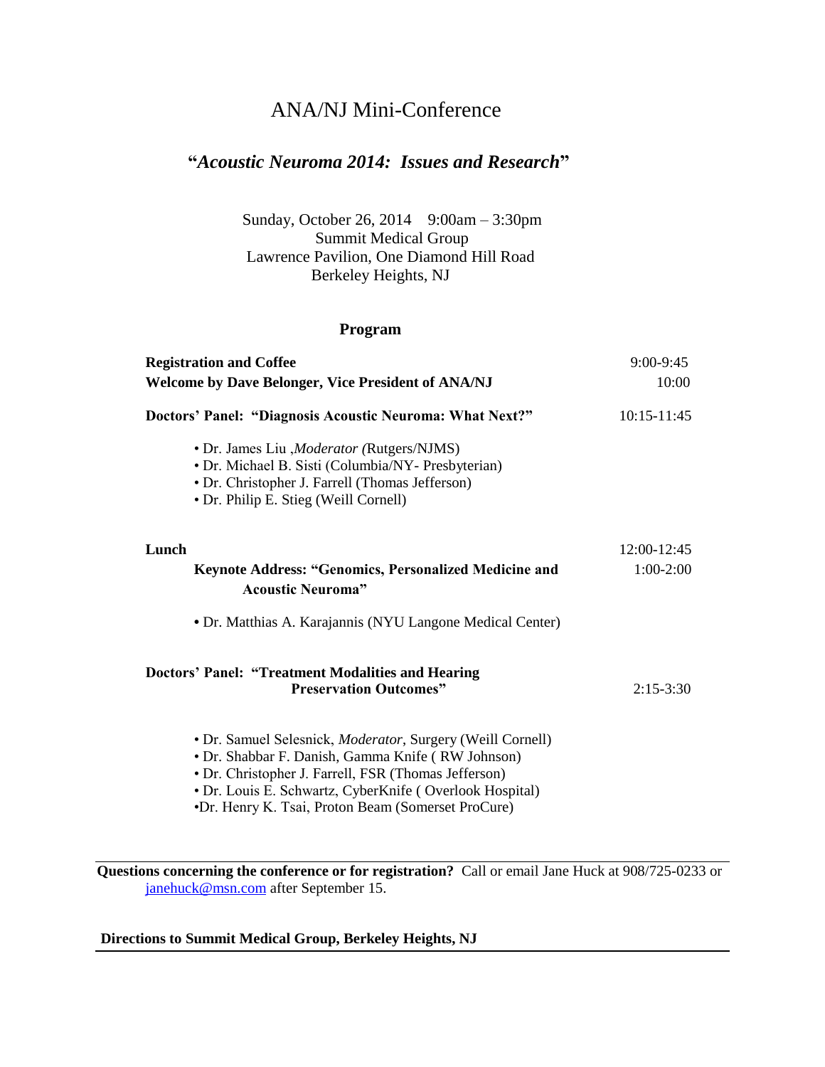# ANA/NJ Mini-Conference

## "*Acoustic Neuroma 2014: Issues and Research*"

Sunday, October 26, 2014 9:00am – 3:30pm
Summit Medical Group
Lawrence Pavilion, One Diamond Hill Road
Berkeley Heights, NJ

### Program

| | |
|---|---|
| **Registration and Coffee** | 9:00-9:45 |
| **Welcome by Dave Belonger, Vice President of ANA/NJ** | 10:00 |
| **Doctors' Panel: "Diagnosis Acoustic Neuroma: What Next?"** | 10:15-11:45 |

- Dr. James Liu ,*Moderator (*Rutgers/NJMS)
- Dr. Michael B. Sisti (Columbia/NY- Presbyterian)
- Dr. Christopher J. Farrell (Thomas Jefferson)
- Dr. Philip E. Stieg (Weill Cornell)

| | |
|---|---|
| **Lunch** | 12:00-12:45 |
| **Keynote Address: "Genomics, Personalized Medicine and Acoustic Neuroma"** | 1:00-2:00 |

- Dr. Matthias A. Karajannis (NYU Langone Medical Center)

| | |
|---|---|
| **Doctors' Panel: "Treatment Modalities and Hearing Preservation Outcomes"** | 2:15-3:30 |

- Dr. Samuel Selesnick, *Moderator*, Surgery (Weill Cornell)
- Dr. Shabbar F. Danish, Gamma Knife ( RW Johnson)
- Dr. Christopher J. Farrell, FSR (Thomas Jefferson)
- Dr. Louis E. Schwartz, CyberKnife ( Overlook Hospital)
- Dr. Henry K. Tsai, Proton Beam (Somerset ProCure)

---

**Questions concerning the conference or for registration?** Call or email Jane Huck at 908/725-0233 or janehuck@msn.com after September 15.

**Directions to Summit Medical Group, Berkeley Heights, NJ**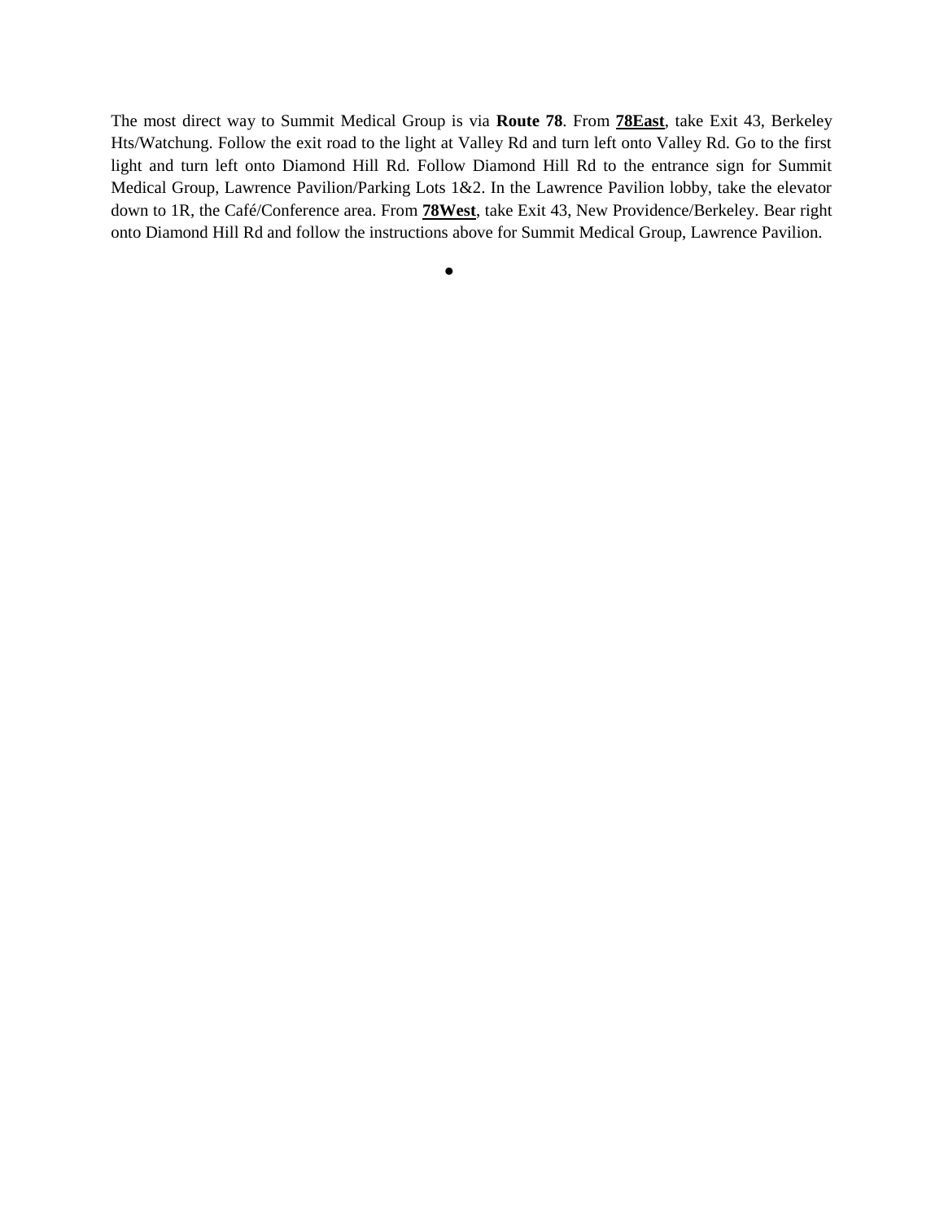The most direct way to Summit Medical Group is via **Route 78**. From **78East**, take Exit 43, Berkeley Hts/Watchung. Follow the exit road to the light at Valley Rd and turn left onto Valley Rd. Go to the first light and turn left onto Diamond Hill Rd. Follow Diamond Hill Rd to the entrance sign for Summit Medical Group, Lawrence Pavilion/Parking Lots 1&2. In the Lawrence Pavilion lobby, take the elevator down to 1R, the Café/Conference area. From **78West**, take Exit 43, New Providence/Berkeley. Bear right onto Diamond Hill Rd and follow the instructions above for Summit Medical Group, Lawrence Pavilion.

•